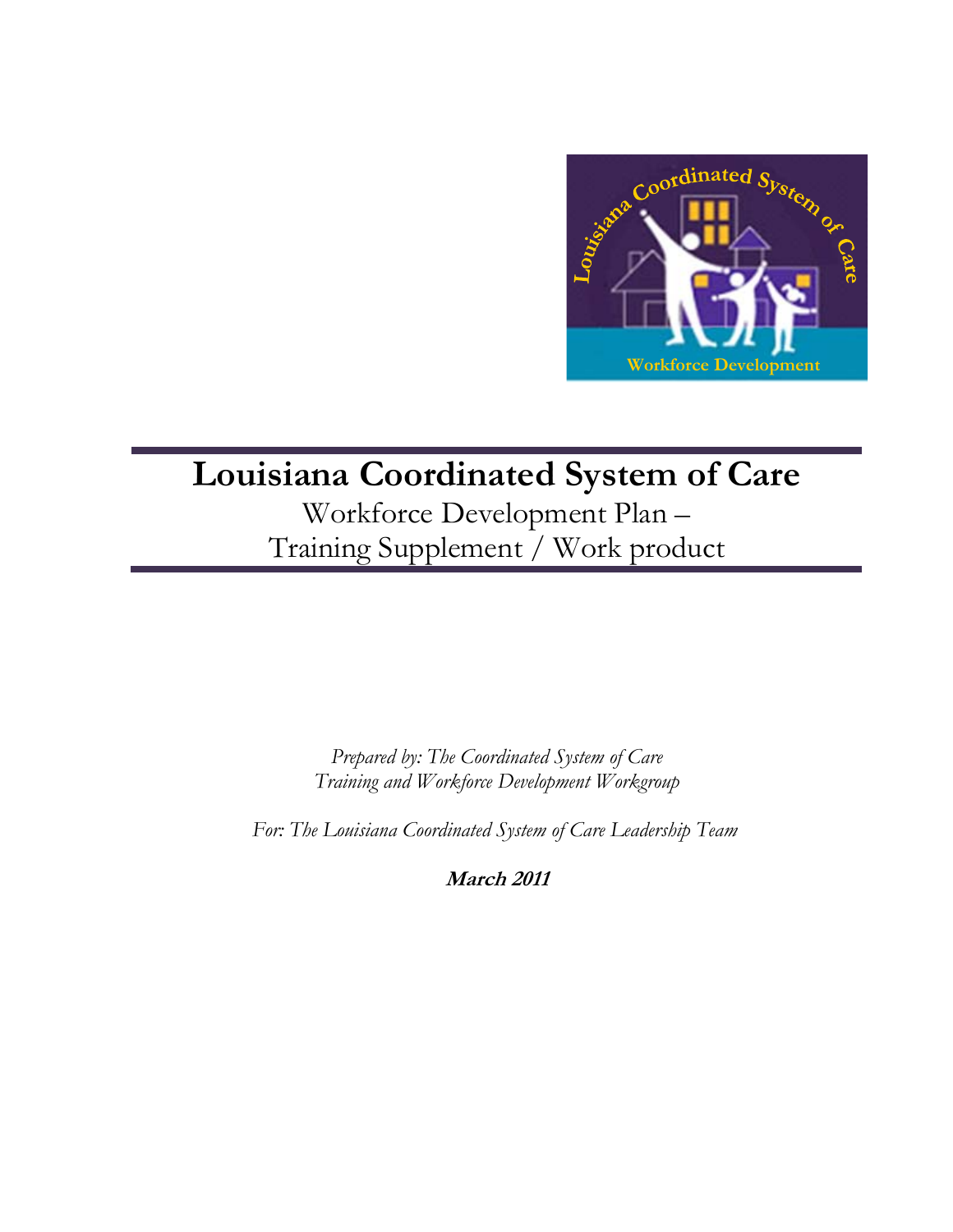# Louisiana Coordinated System of Care

Workforce Development Plan –
Training Supplement / Work product

*Prepared by: The Coordinated System of Care*
*Training and Workforce Development Workgroup*

*For: The Louisiana Coordinated System of Care Leadership Team*

***March 2011***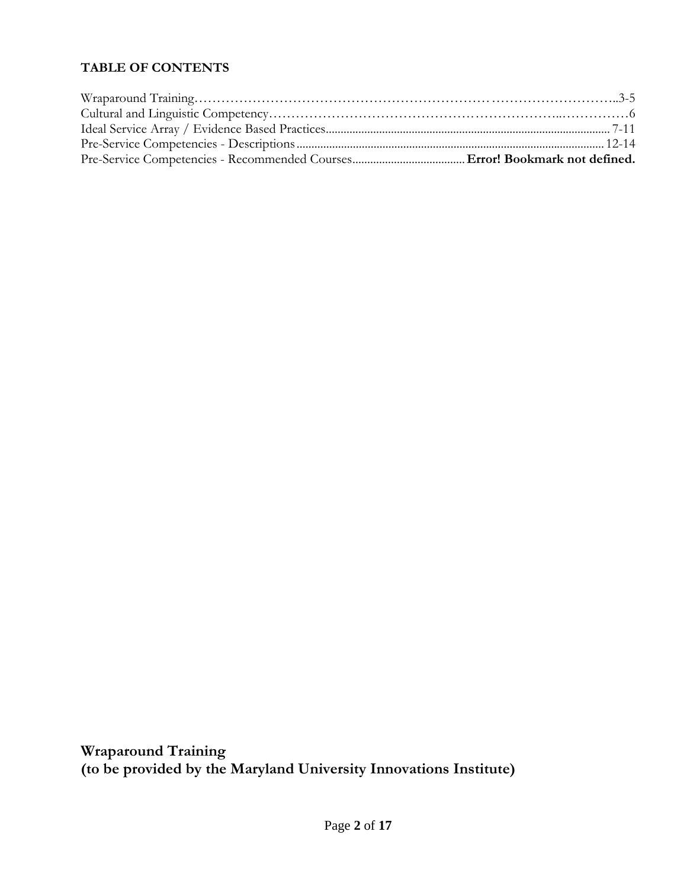**TABLE OF CONTENTS**

Wraparound Training……………………………………………………………………………………..3-5
Cultural and Linguistic Competency…………………………………………………………..……………6
Ideal Service Array / Evidence Based Practices.............................................................................................. 7-11
Pre-Service Competencies - Descriptions...................................................................................................... 12-14
Pre-Service Competencies - Recommended Courses...................................... **Error! Bookmark not defined.**

## Wraparound Training
## (to be provided by the Maryland University Innovations Institute)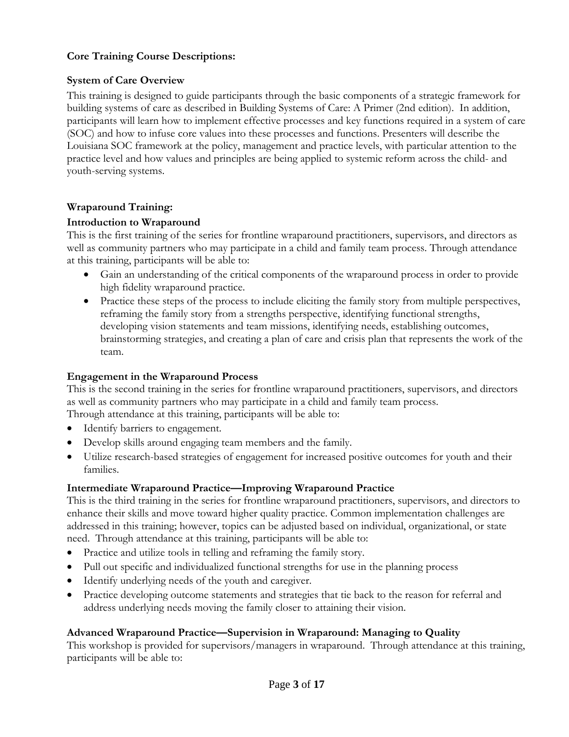**Core Training Course Descriptions:**

### System of Care Overview

This training is designed to guide participants through the basic components of a strategic framework for building systems of care as described in Building Systems of Care: A Primer (2nd edition). In addition, participants will learn how to implement effective processes and key functions required in a system of care (SOC) and how to infuse core values into these processes and functions. Presenters will describe the Louisiana SOC framework at the policy, management and practice levels, with particular attention to the practice level and how values and principles are being applied to systemic reform across the child- and youth-serving systems.

### Wraparound Training:

#### Introduction to Wraparound

This is the first training of the series for frontline wraparound practitioners, supervisors, and directors as well as community partners who may participate in a child and family team process. Through attendance at this training, participants will be able to:

- Gain an understanding of the critical components of the wraparound process in order to provide high fidelity wraparound practice.
- Practice these steps of the process to include eliciting the family story from multiple perspectives, reframing the family story from a strengths perspective, identifying functional strengths, developing vision statements and team missions, identifying needs, establishing outcomes, brainstorming strategies, and creating a plan of care and crisis plan that represents the work of the team.

#### Engagement in the Wraparound Process

This is the second training in the series for frontline wraparound practitioners, supervisors, and directors as well as community partners who may participate in a child and family team process.
Through attendance at this training, participants will be able to:

- Identify barriers to engagement.
- Develop skills around engaging team members and the family.
- Utilize research-based strategies of engagement for increased positive outcomes for youth and their families.

#### Intermediate Wraparound Practice—Improving Wraparound Practice

This is the third training in the series for frontline wraparound practitioners, supervisors, and directors to enhance their skills and move toward higher quality practice. Common implementation challenges are addressed in this training; however, topics can be adjusted based on individual, organizational, or state need. Through attendance at this training, participants will be able to:

- Practice and utilize tools in telling and reframing the family story.
- Pull out specific and individualized functional strengths for use in the planning process
- Identify underlying needs of the youth and caregiver.
- Practice developing outcome statements and strategies that tie back to the reason for referral and address underlying needs moving the family closer to attaining their vision.

#### Advanced Wraparound Practice—Supervision in Wraparound: Managing to Quality

This workshop is provided for supervisors/managers in wraparound. Through attendance at this training, participants will be able to: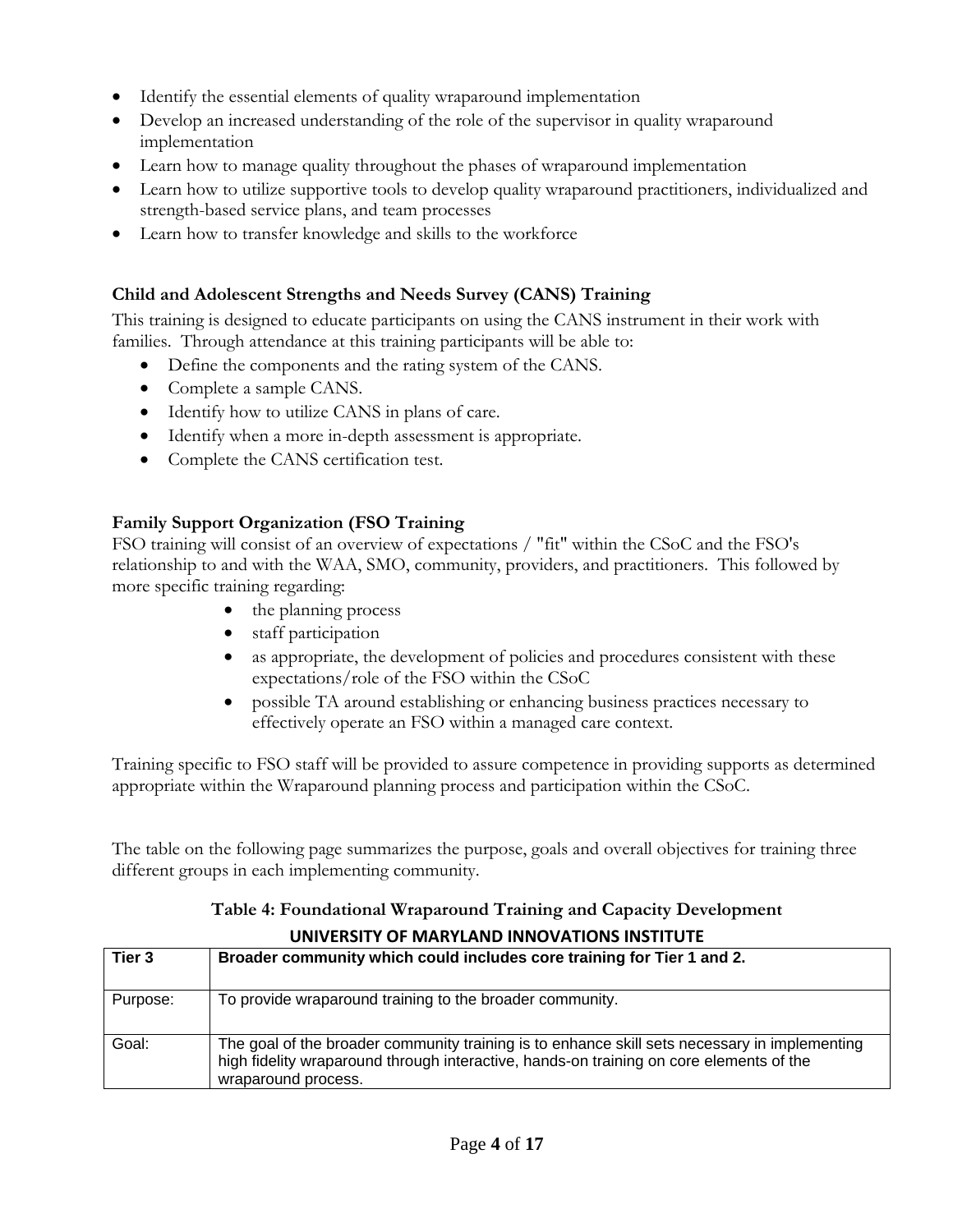- Identify the essential elements of quality wraparound implementation
- Develop an increased understanding of the role of the supervisor in quality wraparound implementation
- Learn how to manage quality throughout the phases of wraparound implementation
- Learn how to utilize supportive tools to develop quality wraparound practitioners, individualized and strength-based service plans, and team processes
- Learn how to transfer knowledge and skills to the workforce

### Child and Adolescent Strengths and Needs Survey (CANS) Training

This training is designed to educate participants on using the CANS instrument in their work with families. Through attendance at this training participants will be able to:

- Define the components and the rating system of the CANS.
- Complete a sample CANS.
- Identify how to utilize CANS in plans of care.
- Identify when a more in-depth assessment is appropriate.
- Complete the CANS certification test.

### Family Support Organization (FSO Training

FSO training will consist of an overview of expectations / "fit" within the CSoC and the FSO's relationship to and with the WAA, SMO, community, providers, and practitioners. This followed by more specific training regarding:

- the planning process
- staff participation
- as appropriate, the development of policies and procedures consistent with these expectations/role of the FSO within the CSoC
- possible TA around establishing or enhancing business practices necessary to effectively operate an FSO within a managed care context.

Training specific to FSO staff will be provided to assure competence in providing supports as determined appropriate within the Wraparound planning process and participation within the CSoC.

The table on the following page summarizes the purpose, goals and overall objectives for training three different groups in each implementing community.

**Table 4: Foundational Wraparound Training and Capacity Development**

**UNIVERSITY OF MARYLAND INNOVATIONS INSTITUTE**

| Tier 3 | Broader community which could includes core training for Tier 1 and 2. |
|---|---|
| Purpose: | To provide wraparound training to the broader community. |
| Goal: | The goal of the broader community training is to enhance skill sets necessary in implementing high fidelity wraparound through interactive, hands-on training on core elements of the wraparound process. |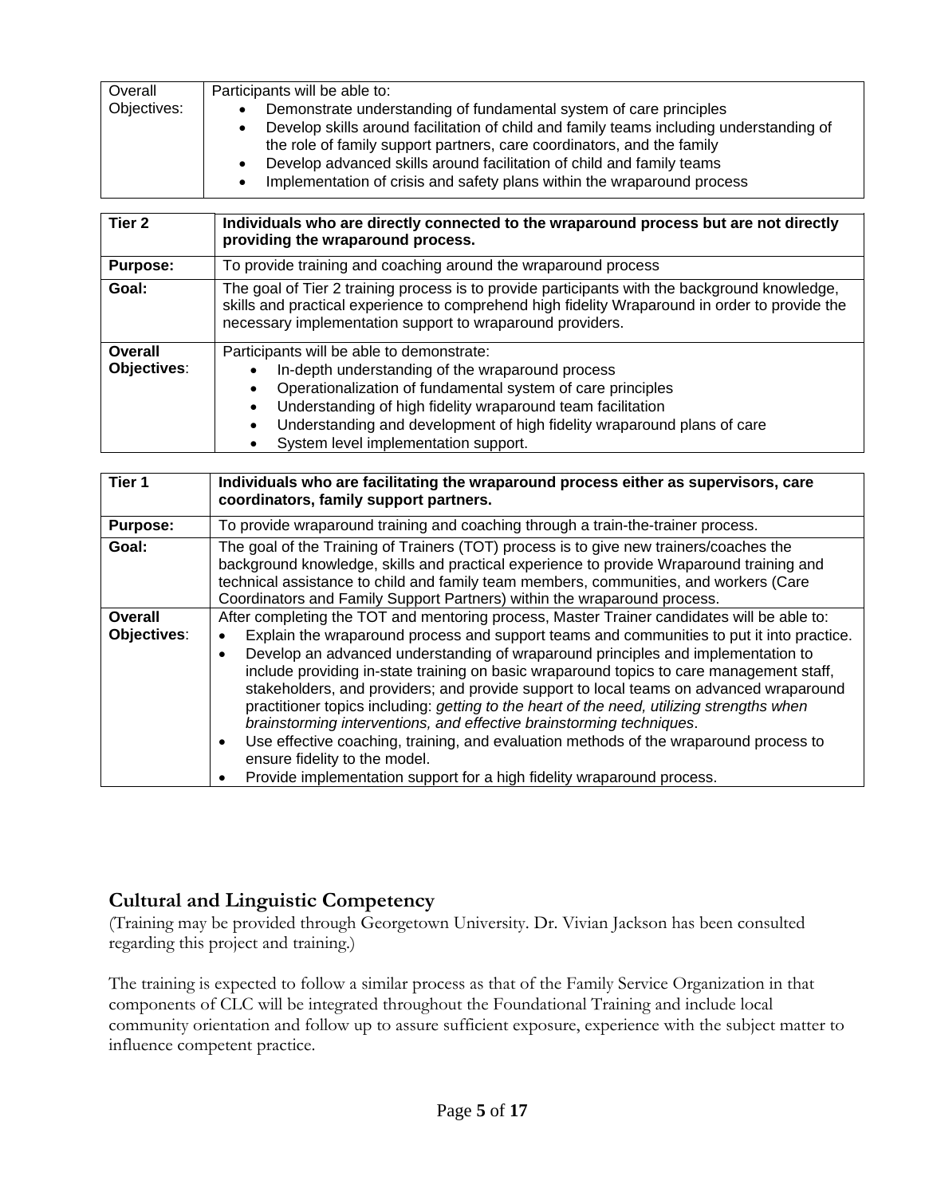| Overall Objectives: | Participants will be able to:<br>• Demonstrate understanding of fundamental system of care principles<br>• Develop skills around facilitation of child and family teams including understanding of the role of family support partners, care coordinators, and the family<br>• Develop advanced skills around facilitation of child and family teams<br>• Implementation of crisis and safety plans within the wraparound process |
|---|---|

| **Tier 2** | **Individuals who are directly connected to the wraparound process but are not directly providing the wraparound process.** |
|---|---|
| **Purpose:** | To provide training and coaching around the wraparound process |
| **Goal:** | The goal of Tier 2 training process is to provide participants with the background knowledge, skills and practical experience to comprehend high fidelity Wraparound in order to provide the necessary implementation support to wraparound providers. |
| **Overall Objectives**: | Participants will be able to demonstrate:<br>• In-depth understanding of the wraparound process<br>• Operationalization of fundamental system of care principles<br>• Understanding of high fidelity wraparound team facilitation<br>• Understanding and development of high fidelity wraparound plans of care<br>• System level implementation support. |

| **Tier 1** | **Individuals who are facilitating the wraparound process either as supervisors, care coordinators, family support partners.** |
|---|---|
| **Purpose:** | To provide wraparound training and coaching through a train-the-trainer process. |
| **Goal:** | The goal of the Training of Trainers (TOT) process is to give new trainers/coaches the background knowledge, skills and practical experience to provide Wraparound training and technical assistance to child and family team members, communities, and workers (Care Coordinators and Family Support Partners) within the wraparound process. |
| **Overall Objectives**: | After completing the TOT and mentoring process, Master Trainer candidates will be able to:<br>• Explain the wraparound process and support teams and communities to put it into practice.<br>• Develop an advanced understanding of wraparound principles and implementation to include providing in-state training on basic wraparound topics to care management staff, stakeholders, and providers; and provide support to local teams on advanced wraparound practitioner topics including: *getting to the heart of the need, utilizing strengths when brainstorming interventions, and effective brainstorming techniques*.<br>• Use effective coaching, training, and evaluation methods of the wraparound process to ensure fidelity to the model.<br>• Provide implementation support for a high fidelity wraparound process. |

## Cultural and Linguistic Competency

(Training may be provided through Georgetown University. Dr. Vivian Jackson has been consulted regarding this project and training.)

The training is expected to follow a similar process as that of the Family Service Organization in that components of CLC will be integrated throughout the Foundational Training and include local community orientation and follow up to assure sufficient exposure, experience with the subject matter to influence competent practice.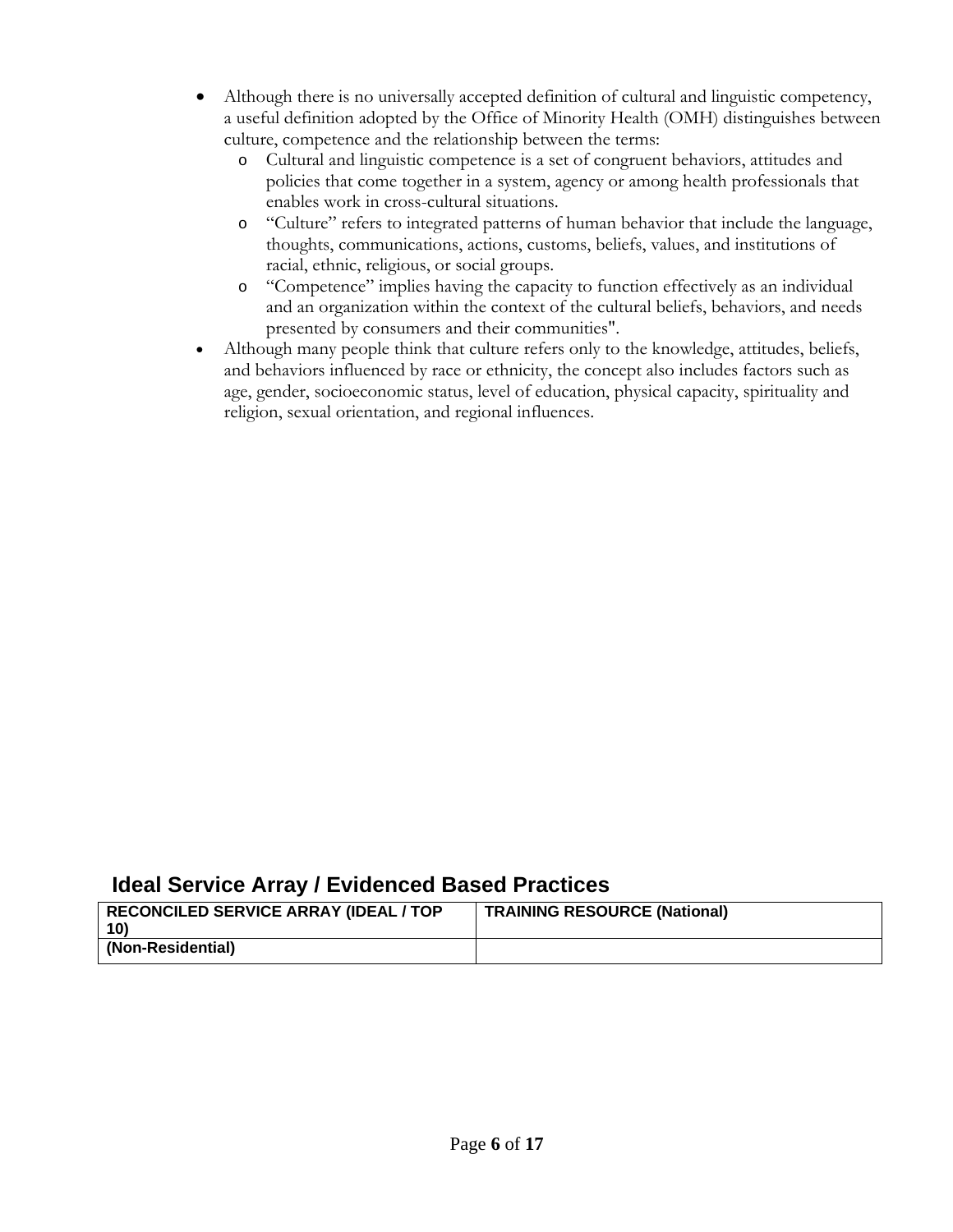- Although there is no universally accepted definition of cultural and linguistic competency, a useful definition adopted by the Office of Minority Health (OMH) distinguishes between culture, competence and the relationship between the terms:
    - Cultural and linguistic competence is a set of congruent behaviors, attitudes and policies that come together in a system, agency or among health professionals that enables work in cross-cultural situations.
    - "Culture" refers to integrated patterns of human behavior that include the language, thoughts, communications, actions, customs, beliefs, values, and institutions of racial, ethnic, religious, or social groups.
    - "Competence" implies having the capacity to function effectively as an individual and an organization within the context of the cultural beliefs, behaviors, and needs presented by consumers and their communities".
- Although many people think that culture refers only to the knowledge, attitudes, beliefs, and behaviors influenced by race or ethnicity, the concept also includes factors such as age, gender, socioeconomic status, level of education, physical capacity, spirituality and religion, sexual orientation, and regional influences.

## Ideal Service Array / Evidenced Based Practices

| RECONCILED SERVICE ARRAY (IDEAL / TOP 10) | TRAINING RESOURCE (National) |
|---|---|
| (Non-Residential) | |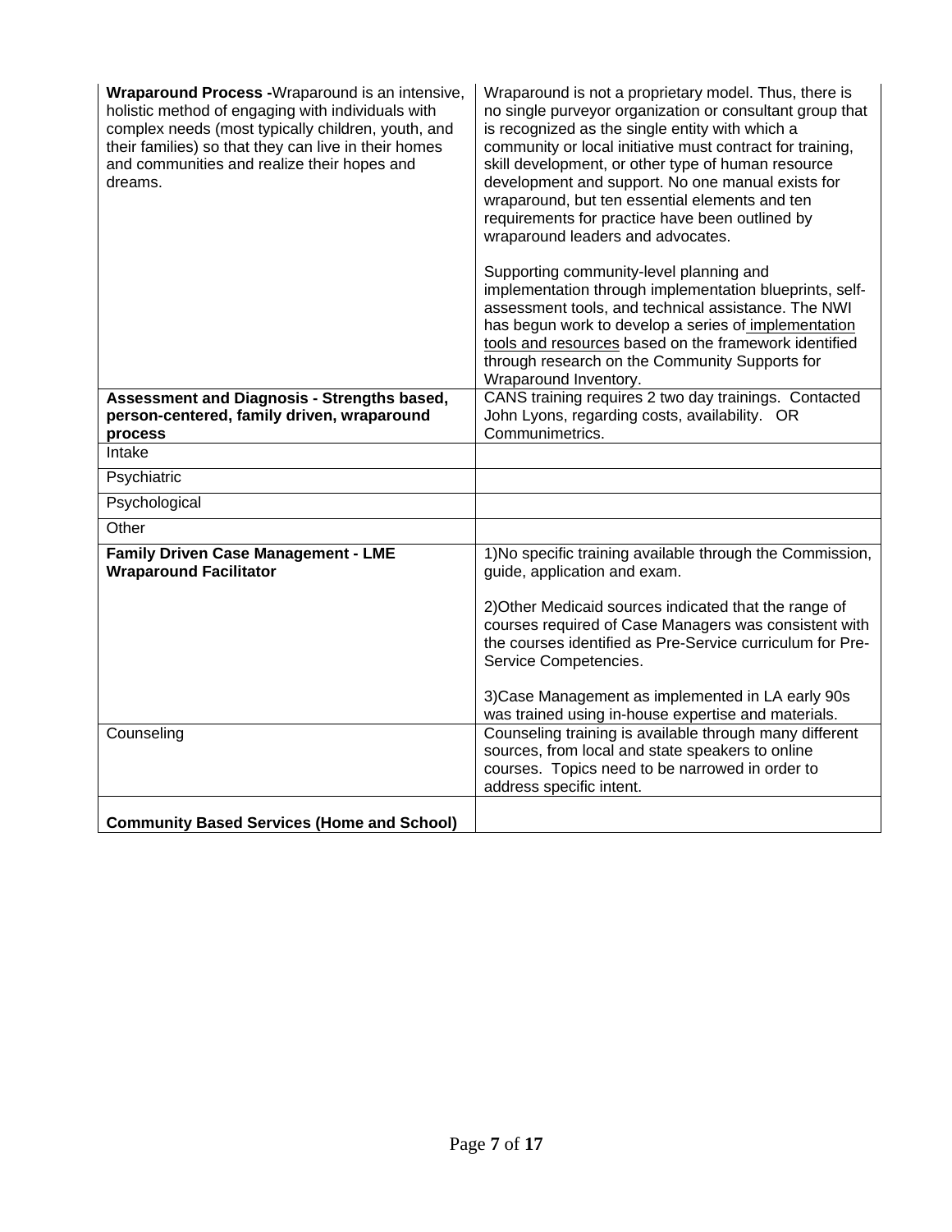| | |
|---|---|
| **Wraparound Process -** Wraparound is an intensive, holistic method of engaging with individuals with complex needs (most typically children, youth, and their families) so that they can live in their homes and communities and realize their hopes and dreams. | Wraparound is not a proprietary model. Thus, there is no single purveyor organization or consultant group that is recognized as the single entity with which a community or local initiative must contract for training, skill development, or other type of human resource development and support. No one manual exists for wraparound, but ten essential elements and ten requirements for practice have been outlined by wraparound leaders and advocates.<br><br>Supporting community-level planning and implementation through implementation blueprints, self-assessment tools, and technical assistance. The NWI has begun work to develop a series of implementation tools and resources based on the framework identified through research on the Community Supports for Wraparound Inventory. |
| **Assessment and Diagnosis - Strengths based, person-centered, family driven, wraparound process** | CANS training requires 2 two day trainings. Contacted John Lyons, regarding costs, availability. OR Communimetrics. |
| Intake | |
| Psychiatric | |
| Psychological | |
| Other | |
| **Family Driven Case Management - LME Wraparound Facilitator** | 1)No specific training available through the Commission, guide, application and exam.<br><br>2)Other Medicaid sources indicated that the range of courses required of Case Managers was consistent with the courses identified as Pre-Service curriculum for Pre-Service Competencies.<br><br>3)Case Management as implemented in LA early 90s was trained using in-house expertise and materials. |
| Counseling | Counseling training is available through many different sources, from local and state speakers to online courses. Topics need to be narrowed in order to address specific intent. |
| **Community Based Services (Home and School)** | |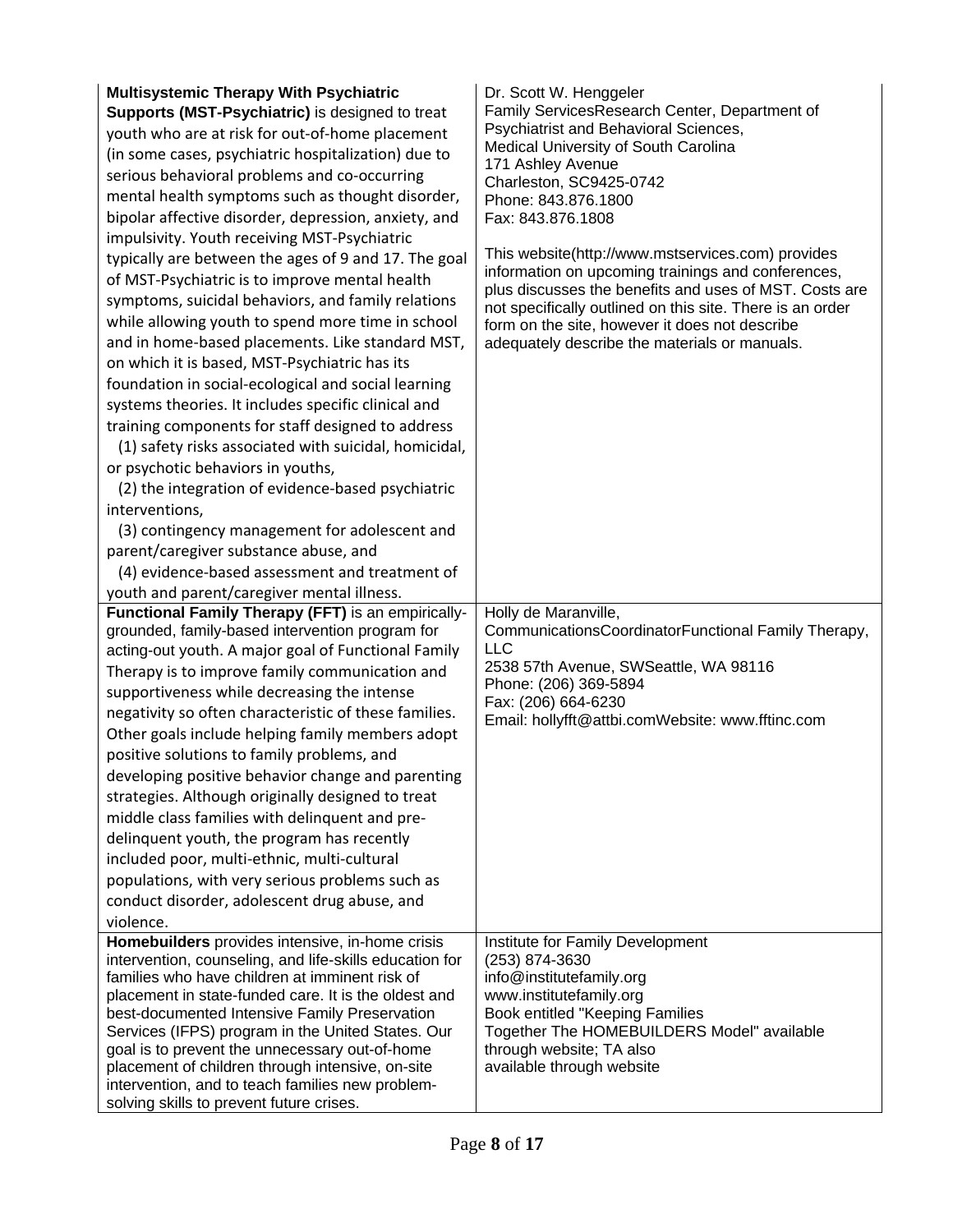| | |
|---|---|
| **Multisystemic Therapy With Psychiatric Supports (MST-Psychiatric)** is designed to treat youth who are at risk for out-of-home placement (in some cases, psychiatric hospitalization) due to serious behavioral problems and co-occurring mental health symptoms such as thought disorder, bipolar affective disorder, depression, anxiety, and impulsivity. Youth receiving MST-Psychiatric typically are between the ages of 9 and 17. The goal of MST-Psychiatric is to improve mental health symptoms, suicidal behaviors, and family relations while allowing youth to spend more time in school and in home-based placements. Like standard MST, on which it is based, MST-Psychiatric has its foundation in social-ecological and social learning systems theories. It includes specific clinical and training components for staff designed to address<br>(1) safety risks associated with suicidal, homicidal, or psychotic behaviors in youths,<br>(2) the integration of evidence-based psychiatric interventions,<br>(3) contingency management for adolescent and parent/caregiver substance abuse, and<br>(4) evidence-based assessment and treatment of youth and parent/caregiver mental illness. | Dr. Scott W. Henggeler<br>Family ServicesResearch Center, Department of Psychiatrist and Behavioral Sciences,<br>Medical University of South Carolina<br>171 Ashley Avenue<br>Charleston, SC9425-0742<br>Phone: 843.876.1800<br>Fax: 843.876.1808<br><br>This website(http://www.mstservices.com) provides information on upcoming trainings and conferences, plus discusses the benefits and uses of MST. Costs are not specifically outlined on this site. There is an order form on the site, however it does not describe adequately describe the materials or manuals. |
| **Functional Family Therapy (FFT)** is an empirically-grounded, family-based intervention program for acting-out youth. A major goal of Functional Family Therapy is to improve family communication and supportiveness while decreasing the intense negativity so often characteristic of these families. Other goals include helping family members adopt positive solutions to family problems, and developing positive behavior change and parenting strategies. Although originally designed to treat middle class families with delinquent and pre-delinquent youth, the program has recently included poor, multi-ethnic, multi-cultural populations, with very serious problems such as conduct disorder, adolescent drug abuse, and violence. | Holly de Maranville,<br>CommunicationsCoordinatorFunctional Family Therapy, LLC<br>2538 57th Avenue, SWSeattle, WA 98116<br>Phone: (206) 369-5894<br>Fax: (206) 664-6230<br>Email: hollyfft@attbi.comWebsite: www.fftinc.com |
| **Homebuilders** provides intensive, in-home crisis intervention, counseling, and life-skills education for families who have children at imminent risk of placement in state-funded care. It is the oldest and best-documented Intensive Family Preservation Services (IFPS) program in the United States. Our goal is to prevent the unnecessary out-of-home placement of children through intensive, on-site intervention, and to teach families new problem-solving skills to prevent future crises. | Institute for Family Development<br>(253) 874-3630<br>info@institutefamily.org<br>www.institutefamily.org<br>Book entitled "Keeping Families Together The HOMEBUILDERS Model" available through website; TA also available through website |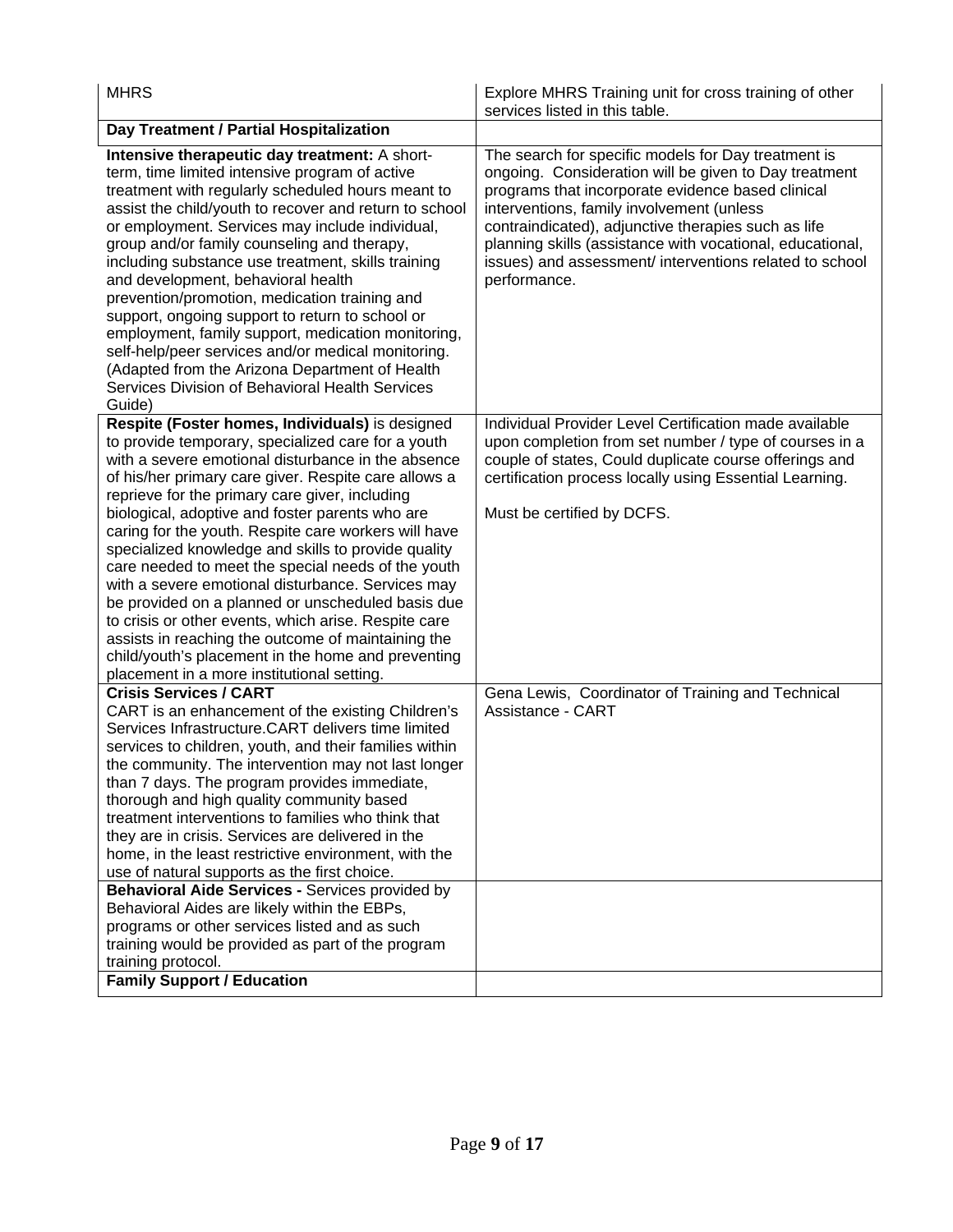| MHRS | Explore MHRS Training unit for cross training of other services listed in this table. |
|---|---|
| **Day Treatment / Partial Hospitalization** | |
| **Intensive therapeutic day treatment:** A short-term, time limited intensive program of active treatment with regularly scheduled hours meant to assist the child/youth to recover and return to school or employment. Services may include individual, group and/or family counseling and therapy, including substance use treatment, skills training and development, behavioral health prevention/promotion, medication training and support, ongoing support to return to school or employment, family support, medication monitoring, self-help/peer services and/or medical monitoring. (Adapted from the Arizona Department of Health Services Division of Behavioral Health Services Guide) | The search for specific models for Day treatment is ongoing. Consideration will be given to Day treatment programs that incorporate evidence based clinical interventions, family involvement (unless contraindicated), adjunctive therapies such as life planning skills (assistance with vocational, educational, issues) and assessment/ interventions related to school performance. |
| **Respite (Foster homes, Individuals)** is designed to provide temporary, specialized care for a youth with a severe emotional disturbance in the absence of his/her primary care giver. Respite care allows a reprieve for the primary care giver, including biological, adoptive and foster parents who are caring for the youth. Respite care workers will have specialized knowledge and skills to provide quality care needed to meet the special needs of the youth with a severe emotional disturbance. Services may be provided on a planned or unscheduled basis due to crisis or other events, which arise. Respite care assists in reaching the outcome of maintaining the child/youth's placement in the home and preventing placement in a more institutional setting. | Individual Provider Level Certification made available upon completion from set number / type of courses in a couple of states, Could duplicate course offerings and certification process locally using Essential Learning.<br><br>Must be certified by DCFS. |
| **Crisis Services / CART**<br>CART is an enhancement of the existing Children's Services Infrastructure.CART delivers time limited services to children, youth, and their families within the community. The intervention may not last longer than 7 days. The program provides immediate, thorough and high quality community based treatment interventions to families who think that they are in crisis. Services are delivered in the home, in the least restrictive environment, with the use of natural supports as the first choice. | Gena Lewis, Coordinator of Training and Technical Assistance - CART |
| **Behavioral Aide Services -** Services provided by Behavioral Aides are likely within the EBPs, programs or other services listed and as such training would be provided as part of the program training protocol. | |
| **Family Support / Education** | |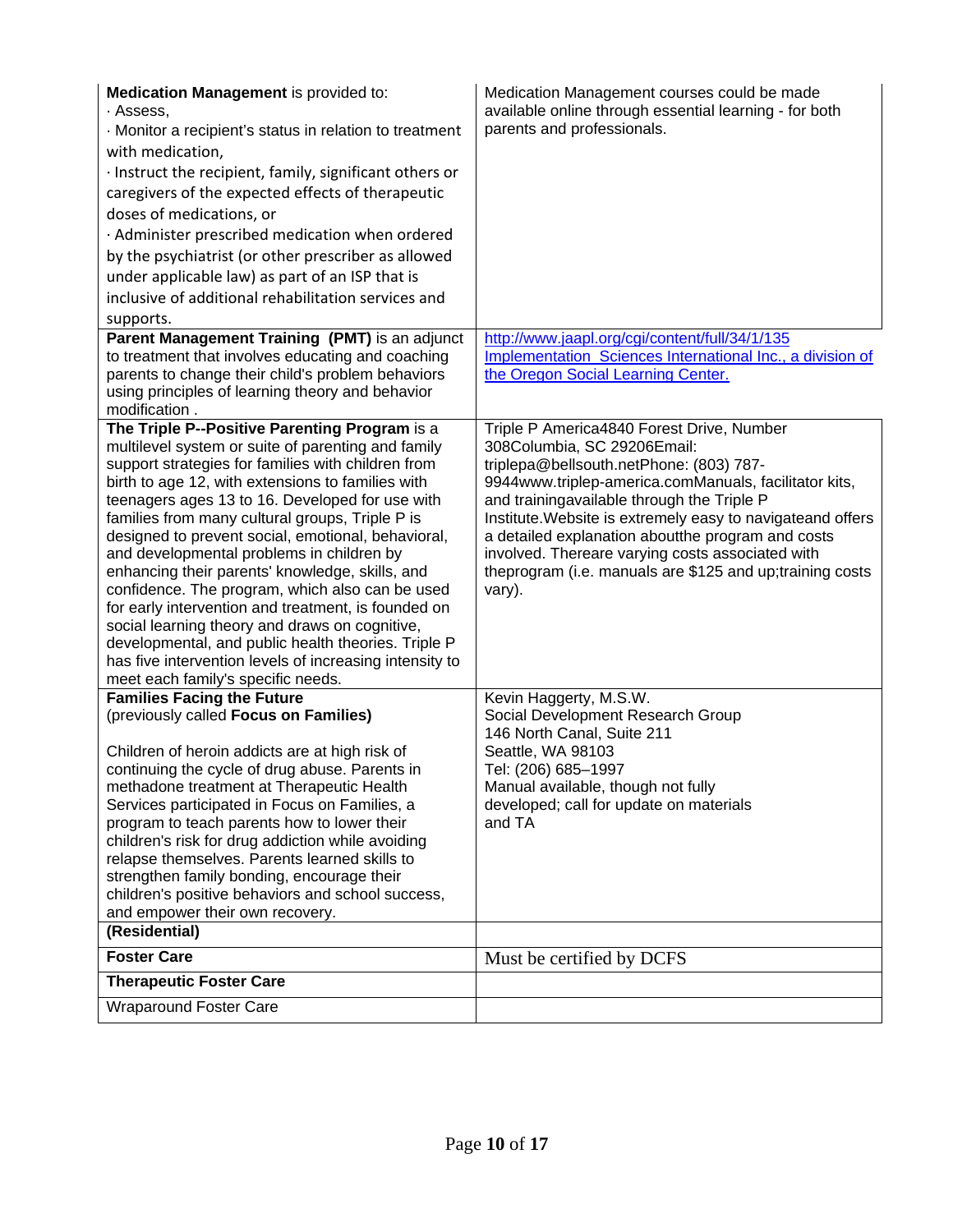| | |
|---|---|
| **Medication Management** is provided to:<br>· Assess,<br>· Monitor a recipient's status in relation to treatment with medication,<br>· Instruct the recipient, family, significant others or caregivers of the expected effects of therapeutic doses of medications, or<br>· Administer prescribed medication when ordered by the psychiatrist (or other prescriber as allowed under applicable law) as part of an ISP that is inclusive of additional rehabilitation services and supports. | Medication Management courses could be made available online through essential learning - for both parents and professionals. |
| **Parent Management Training (PMT)** is an adjunct to treatment that involves educating and coaching parents to change their child's problem behaviors using principles of learning theory and behavior modification . | http://www.jaapl.org/cgi/content/full/34/1/135<br>Implementation Sciences International Inc., a division of the Oregon Social Learning Center. |
| **The Triple P--Positive Parenting Program** is a multilevel system or suite of parenting and family support strategies for families with children from birth to age 12, with extensions to families with teenagers ages 13 to 16. Developed for use with families from many cultural groups, Triple P is designed to prevent social, emotional, behavioral, and developmental problems in children by enhancing their parents' knowledge, skills, and confidence. The program, which also can be used for early intervention and treatment, is founded on social learning theory and draws on cognitive, developmental, and public health theories. Triple P has five intervention levels of increasing intensity to meet each family's specific needs. | Triple P America4840 Forest Drive, Number 308Columbia, SC 29206Email: triplepa@bellsouth.netPhone: (803) 787-9944www.triplep-america.comManuals, facilitator kits, and trainingavailable through the Triple P Institute.Website is extremely easy to navigateand offers a detailed explanation aboutthe program and costs involved. Thereare varying costs associated with theprogram (i.e. manuals are $125 and up;training costs vary). |
| **Families Facing the Future**<br>(previously called **Focus on Families)**<br><br>Children of heroin addicts are at high risk of continuing the cycle of drug abuse. Parents in methadone treatment at Therapeutic Health Services participated in Focus on Families, a program to teach parents how to lower their children's risk for drug addiction while avoiding relapse themselves. Parents learned skills to strengthen family bonding, encourage their children's positive behaviors and school success, and empower their own recovery. | Kevin Haggerty, M.S.W.<br>Social Development Research Group<br>146 North Canal, Suite 211<br>Seattle, WA 98103<br>Tel: (206) 685–1997<br>Manual available, though not fully developed; call for update on materials and TA |
| **(Residential)** | |
| **Foster Care** | Must be certified by DCFS |
| **Therapeutic Foster Care** | |
| Wraparound Foster Care | |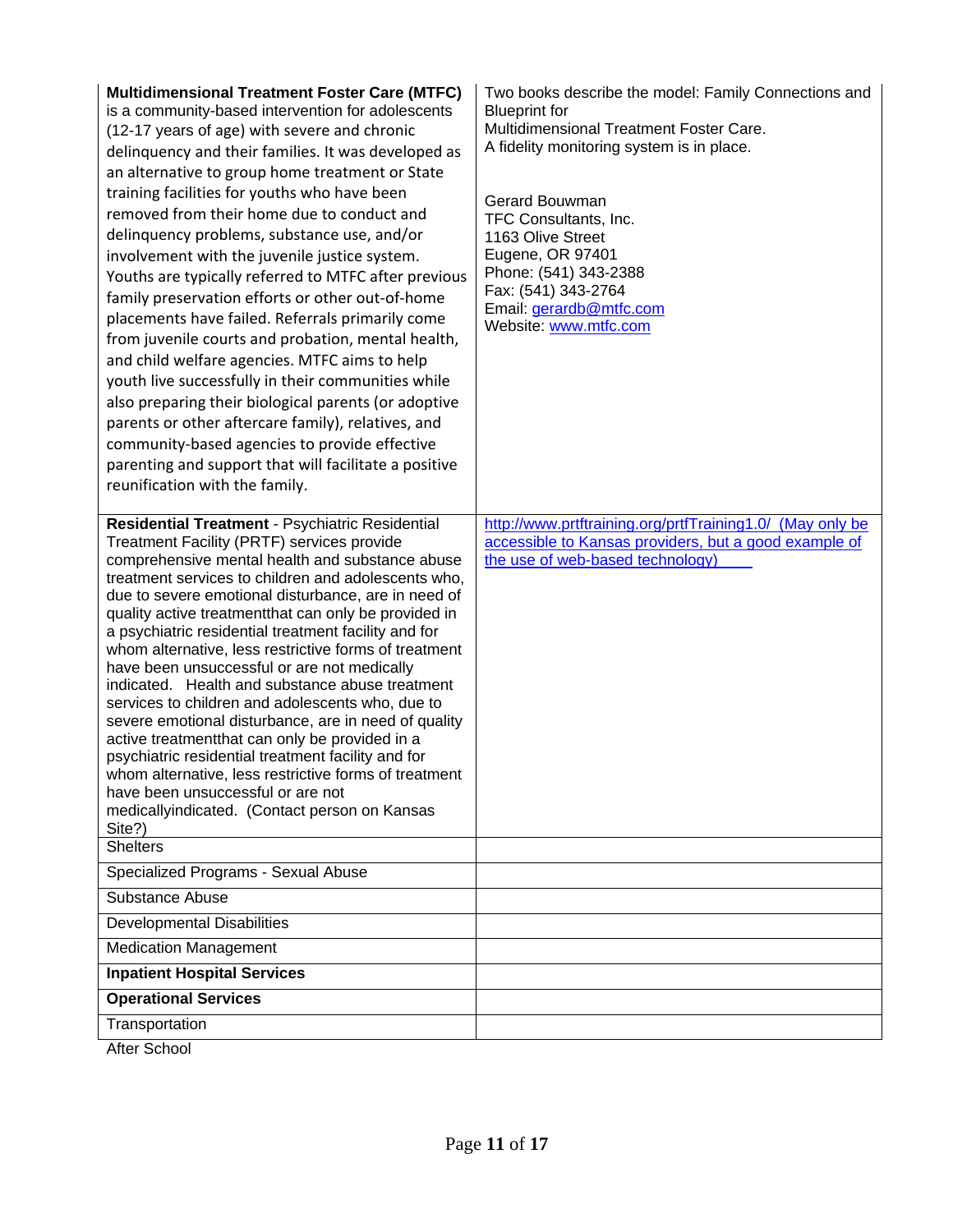| | |
|---|---|
| **Multidimensional Treatment Foster Care (MTFC)** is a community-based intervention for adolescents (12-17 years of age) with severe and chronic delinquency and their families. It was developed as an alternative to group home treatment or State training facilities for youths who have been removed from their home due to conduct and delinquency problems, substance use, and/or involvement with the juvenile justice system. Youths are typically referred to MTFC after previous family preservation efforts or other out-of-home placements have failed. Referrals primarily come from juvenile courts and probation, mental health, and child welfare agencies. MTFC aims to help youth live successfully in their communities while also preparing their biological parents (or adoptive parents or other aftercare family), relatives, and community-based agencies to provide effective parenting and support that will facilitate a positive reunification with the family. | Two books describe the model: Family Connections and Blueprint for Multidimensional Treatment Foster Care.<br>A fidelity monitoring system is in place.<br><br>Gerard Bouwman<br>TFC Consultants, Inc.<br>1163 Olive Street<br>Eugene, OR 97401<br>Phone: (541) 343-2388<br>Fax: (541) 343-2764<br>Email: gerardb@mtfc.com<br>Website: www.mtfc.com |
| **Residential Treatment** - Psychiatric Residential Treatment Facility (PRTF) services provide comprehensive mental health and substance abuse treatment services to children and adolescents who, due to severe emotional disturbance, are in need of quality active treatmentthat can only be provided in a psychiatric residential treatment facility and for whom alternative, less restrictive forms of treatment have been unsuccessful or are not medically indicated. Health and substance abuse treatment services to children and adolescents who, due to severe emotional disturbance, are in need of quality active treatmentthat can only be provided in a psychiatric residential treatment facility and for whom alternative, less restrictive forms of treatment have been unsuccessful or are not medicallyindicated. (Contact person on Kansas Site?) | http://www.prtftraining.org/prtfTraining1.0/ (May only be accessible to Kansas providers, but a good example of the use of web-based technology) |
| Shelters | |
| Specialized Programs - Sexual Abuse | |
| Substance Abuse | |
| Developmental Disabilities | |
| Medication Management | |
| **Inpatient Hospital Services** | |
| **Operational Services** | |
| Transportation | |

After School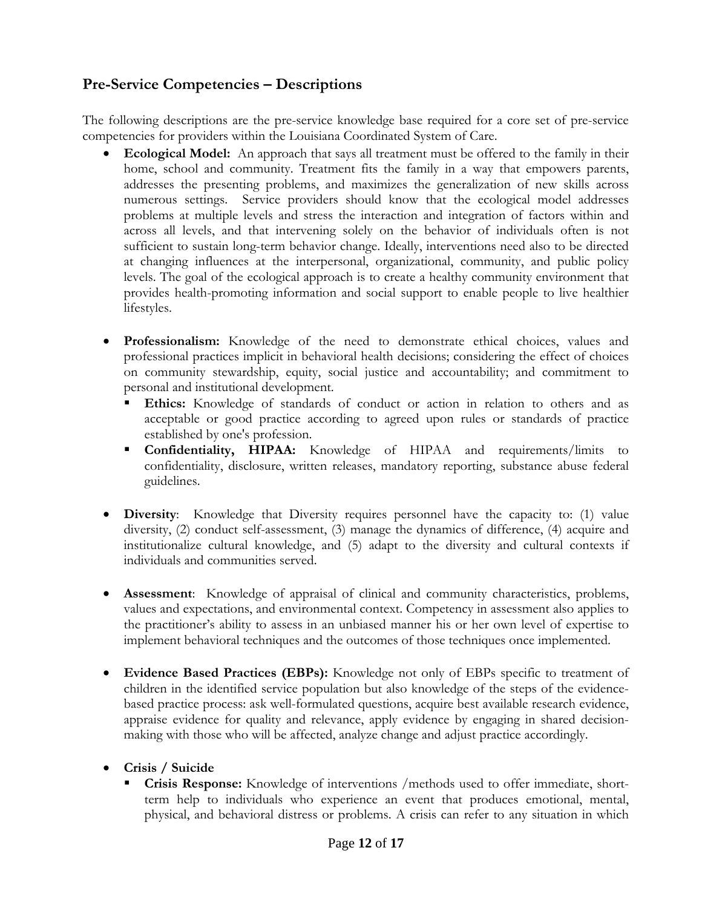## Pre-Service Competencies – Descriptions

The following descriptions are the pre-service knowledge base required for a core set of pre-service competencies for providers within the Louisiana Coordinated System of Care.

- **Ecological Model:** An approach that says all treatment must be offered to the family in their home, school and community. Treatment fits the family in a way that empowers parents, addresses the presenting problems, and maximizes the generalization of new skills across numerous settings. Service providers should know that the ecological model addresses problems at multiple levels and stress the interaction and integration of factors within and across all levels, and that intervening solely on the behavior of individuals often is not sufficient to sustain long-term behavior change. Ideally, interventions need also to be directed at changing influences at the interpersonal, organizational, community, and public policy levels. The goal of the ecological approach is to create a healthy community environment that provides health-promoting information and social support to enable people to live healthier lifestyles.

- **Professionalism:** Knowledge of the need to demonstrate ethical choices, values and professional practices implicit in behavioral health decisions; considering the effect of choices on community stewardship, equity, social justice and accountability; and commitment to personal and institutional development.
  - **Ethics:** Knowledge of standards of conduct or action in relation to others and as acceptable or good practice according to agreed upon rules or standards of practice established by one's profession.
  - **Confidentiality, HIPAA:** Knowledge of HIPAA and requirements/limits to confidentiality, disclosure, written releases, mandatory reporting, substance abuse federal guidelines.

- **Diversity**: Knowledge that Diversity requires personnel have the capacity to: (1) value diversity, (2) conduct self-assessment, (3) manage the dynamics of difference, (4) acquire and institutionalize cultural knowledge, and (5) adapt to the diversity and cultural contexts if individuals and communities served.

- **Assessment**: Knowledge of appraisal of clinical and community characteristics, problems, values and expectations, and environmental context. Competency in assessment also applies to the practitioner's ability to assess in an unbiased manner his or her own level of expertise to implement behavioral techniques and the outcomes of those techniques once implemented.

- **Evidence Based Practices (EBPs):** Knowledge not only of EBPs specific to treatment of children in the identified service population but also knowledge of the steps of the evidence-based practice process: ask well-formulated questions, acquire best available research evidence, appraise evidence for quality and relevance, apply evidence by engaging in shared decision-making with those who will be affected, analyze change and adjust practice accordingly.

- **Crisis / Suicide**
  - **Crisis Response:** Knowledge of interventions /methods used to offer immediate, short-term help to individuals who experience an event that produces emotional, mental, physical, and behavioral distress or problems. A crisis can refer to any situation in which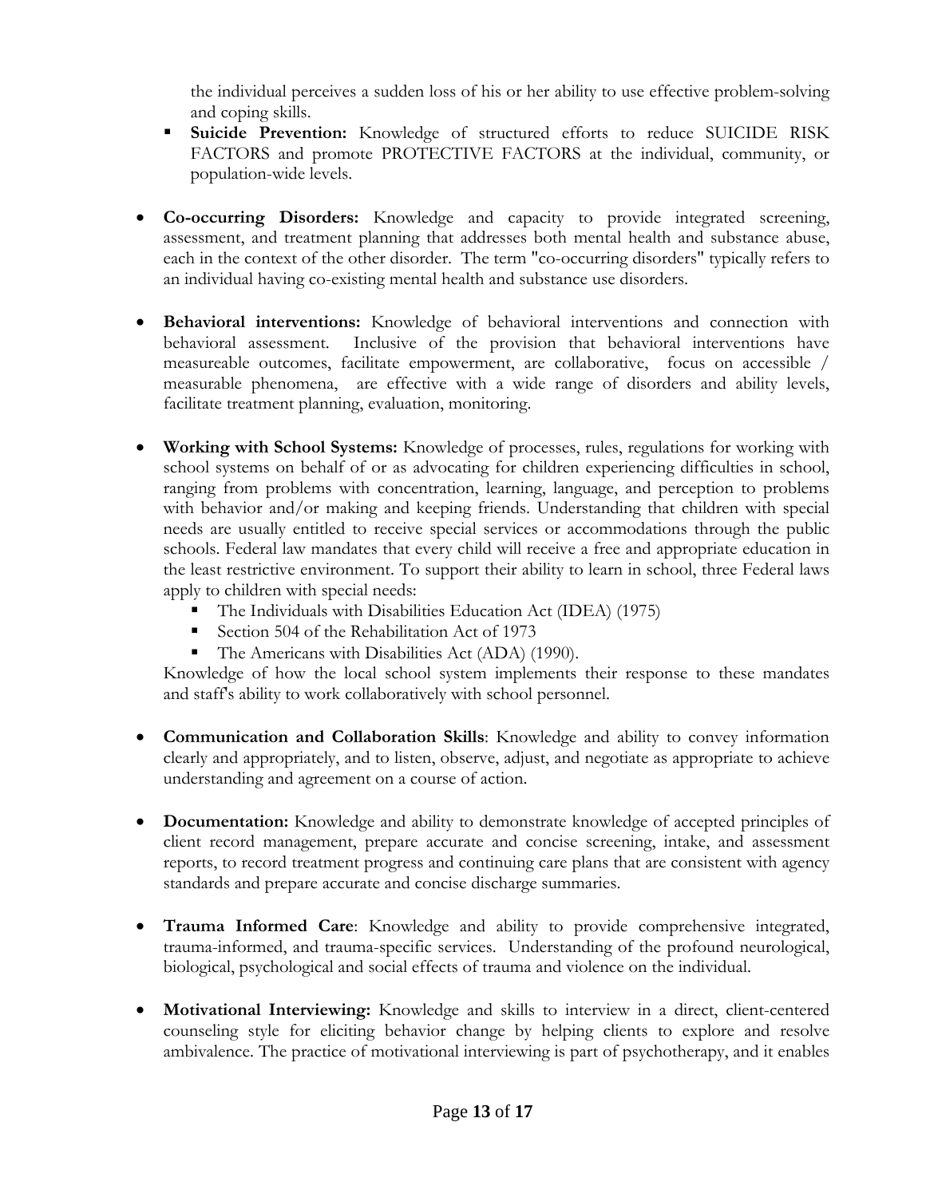the individual perceives a sudden loss of his or her ability to use effective problem-solving and coping skills.

  - **Suicide Prevention:** Knowledge of structured efforts to reduce SUICIDE RISK FACTORS and promote PROTECTIVE FACTORS at the individual, community, or population-wide levels.

- **Co-occurring Disorders:** Knowledge and capacity to provide integrated screening, assessment, and treatment planning that addresses both mental health and substance abuse, each in the context of the other disorder. The term "co-occurring disorders" typically refers to an individual having co-existing mental health and substance use disorders.

- **Behavioral interventions:** Knowledge of behavioral interventions and connection with behavioral assessment. Inclusive of the provision that behavioral interventions have measureable outcomes, facilitate empowerment, are collaborative, focus on accessible / measurable phenomena, are effective with a wide range of disorders and ability levels, facilitate treatment planning, evaluation, monitoring.

- **Working with School Systems:** Knowledge of processes, rules, regulations for working with school systems on behalf of or as advocating for children experiencing difficulties in school, ranging from problems with concentration, learning, language, and perception to problems with behavior and/or making and keeping friends. Understanding that children with special needs are usually entitled to receive special services or accommodations through the public schools. Federal law mandates that every child will receive a free and appropriate education in the least restrictive environment. To support their ability to learn in school, three Federal laws apply to children with special needs:
  - The Individuals with Disabilities Education Act (IDEA) (1975)
  - Section 504 of the Rehabilitation Act of 1973
  - The Americans with Disabilities Act (ADA) (1990).

  Knowledge of how the local school system implements their response to these mandates and staff's ability to work collaboratively with school personnel.

- **Communication and Collaboration Skills**: Knowledge and ability to convey information clearly and appropriately, and to listen, observe, adjust, and negotiate as appropriate to achieve understanding and agreement on a course of action.

- **Documentation:** Knowledge and ability to demonstrate knowledge of accepted principles of client record management, prepare accurate and concise screening, intake, and assessment reports, to record treatment progress and continuing care plans that are consistent with agency standards and prepare accurate and concise discharge summaries.

- **Trauma Informed Care**: Knowledge and ability to provide comprehensive integrated, trauma-informed, and trauma-specific services. Understanding of the profound neurological, biological, psychological and social effects of trauma and violence on the individual.

- **Motivational Interviewing:** Knowledge and skills to interview in a direct, client-centered counseling style for eliciting behavior change by helping clients to explore and resolve ambivalence. The practice of motivational interviewing is part of psychotherapy, and it enables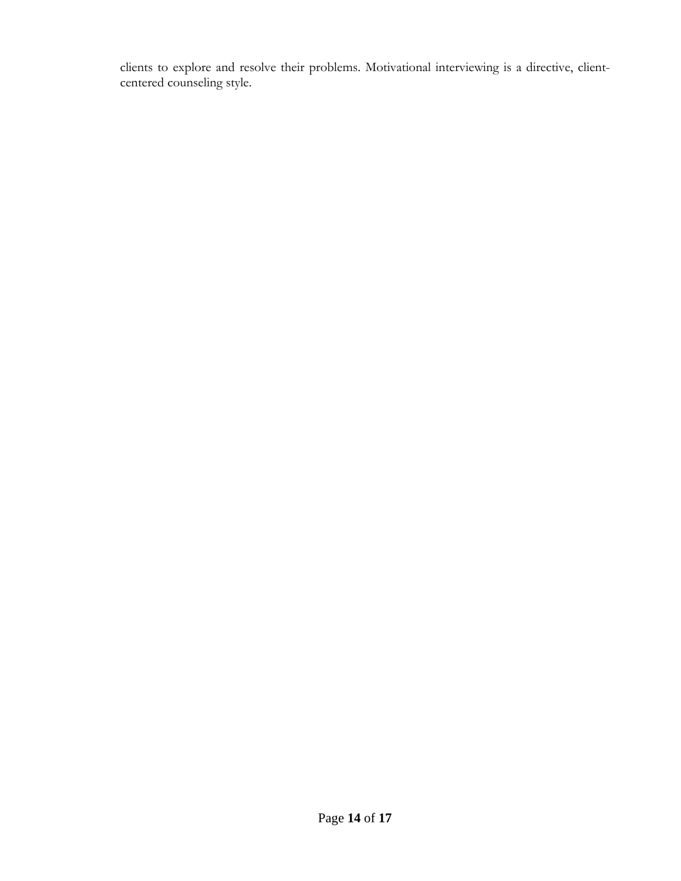clients to explore and resolve their problems. Motivational interviewing is a directive, client-centered counseling style.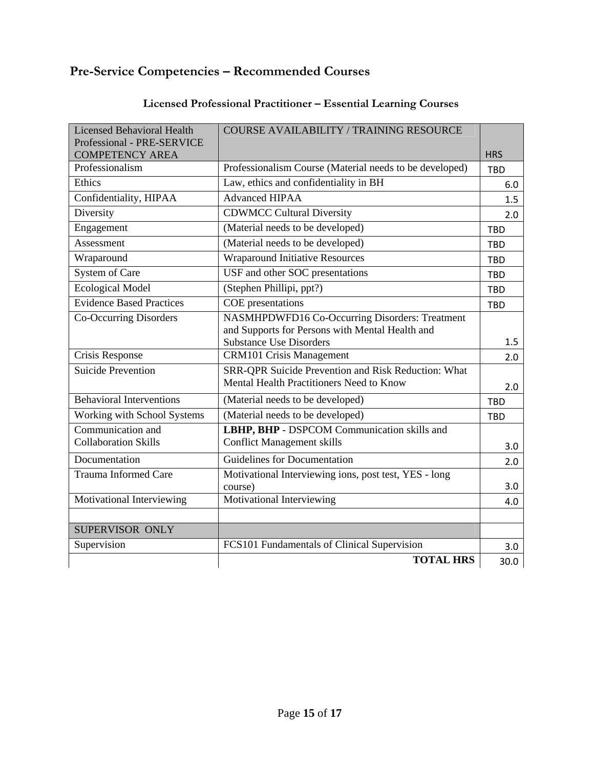## Pre-Service Competencies – Recommended Courses

### Licensed Professional Practitioner – Essential Learning Courses

| Licensed Behavioral Health Professional - PRE-SERVICE COMPETENCY AREA | COURSE AVAILABILITY / TRAINING RESOURCE | HRS |
|---|---|---|
| Professionalism | Professionalism Course (Material needs to be developed) | TBD |
| Ethics | Law, ethics and confidentiality in BH | 6.0 |
| Confidentiality, HIPAA | Advanced HIPAA | 1.5 |
| Diversity | CDWMCC Cultural Diversity | 2.0 |
| Engagement | (Material needs to be developed) | TBD |
| Assessment | (Material needs to be developed) | TBD |
| Wraparound | Wraparound Initiative Resources | TBD |
| System of Care | USF and other SOC presentations | TBD |
| Ecological Model | (Stephen Phillipi, ppt?) | TBD |
| Evidence Based Practices | COE presentations | TBD |
| Co-Occurring Disorders | NASMHPDWFD16 Co-Occurring Disorders: Treatment and Supports for Persons with Mental Health and Substance Use Disorders | 1.5 |
| Crisis Response | CRM101 Crisis Management | 2.0 |
| Suicide Prevention | SRR-QPR Suicide Prevention and Risk Reduction: What Mental Health Practitioners Need to Know | 2.0 |
| Behavioral Interventions | (Material needs to be developed) | TBD |
| Working with School Systems | (Material needs to be developed) | TBD |
| Communication and Collaboration Skills | **LBHP, BHP** - DSPCOM Communication skills and Conflict Management skills | 3.0 |
| Documentation | Guidelines for Documentation | 2.0 |
| Trauma Informed Care | Motivational Interviewing ions, post test, YES - long course) | 3.0 |
| Motivational Interviewing | Motivational Interviewing | 4.0 |
| | | |
| SUPERVISOR ONLY | | |
| Supervision | FCS101 Fundamentals of Clinical Supervision | 3.0 |
| | **TOTAL HRS** | 30.0 |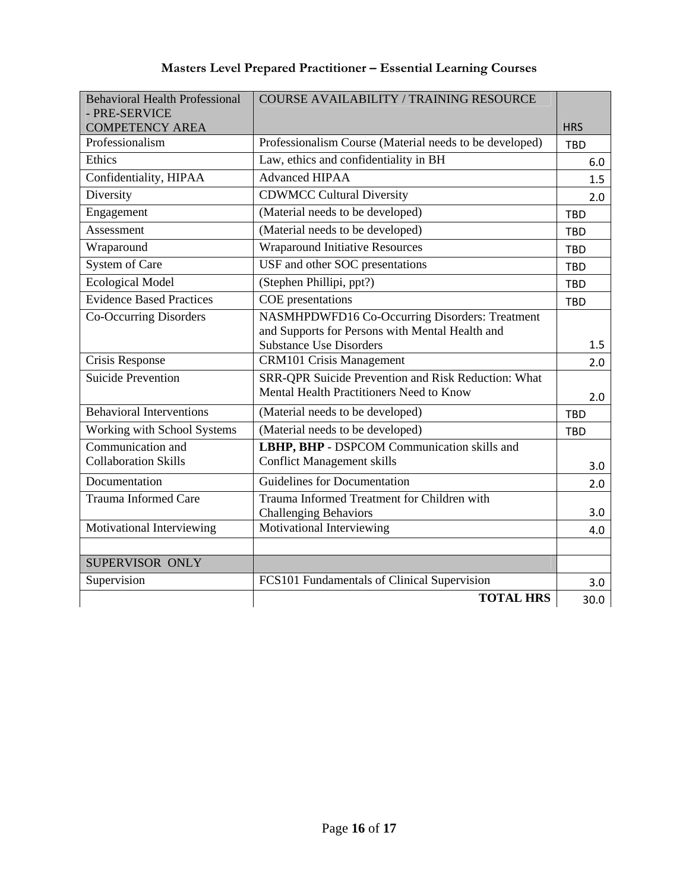## Masters Level Prepared Practitioner – Essential Learning Courses

| Behavioral Health Professional - PRE-SERVICE COMPETENCY AREA | COURSE AVAILABILITY / TRAINING RESOURCE | HRS |
|---|---|---|
| Professionalism | Professionalism Course (Material needs to be developed) | TBD |
| Ethics | Law, ethics and confidentiality in BH | 6.0 |
| Confidentiality, HIPAA | Advanced HIPAA | 1.5 |
| Diversity | CDWMCC Cultural Diversity | 2.0 |
| Engagement | (Material needs to be developed) | TBD |
| Assessment | (Material needs to be developed) | TBD |
| Wraparound | Wraparound Initiative Resources | TBD |
| System of Care | USF and other SOC presentations | TBD |
| Ecological Model | (Stephen Phillipi, ppt?) | TBD |
| Evidence Based Practices | COE presentations | TBD |
| Co-Occurring Disorders | NASMHPDWFD16 Co-Occurring Disorders: Treatment and Supports for Persons with Mental Health and Substance Use Disorders | 1.5 |
| Crisis Response | CRM101 Crisis Management | 2.0 |
| Suicide Prevention | SRR-QPR Suicide Prevention and Risk Reduction: What Mental Health Practitioners Need to Know | 2.0 |
| Behavioral Interventions | (Material needs to be developed) | TBD |
| Working with School Systems | (Material needs to be developed) | TBD |
| Communication and Collaboration Skills | **LBHP, BHP** - DSPCOM Communication skills and Conflict Management skills | 3.0 |
| Documentation | Guidelines for Documentation | 2.0 |
| Trauma Informed Care | Trauma Informed Treatment for Children with Challenging Behaviors | 3.0 |
| Motivational Interviewing | Motivational Interviewing | 4.0 |
| | | |
| SUPERVISOR ONLY | | |
| Supervision | FCS101 Fundamentals of Clinical Supervision | 3.0 |
| | **TOTAL HRS** | 30.0 |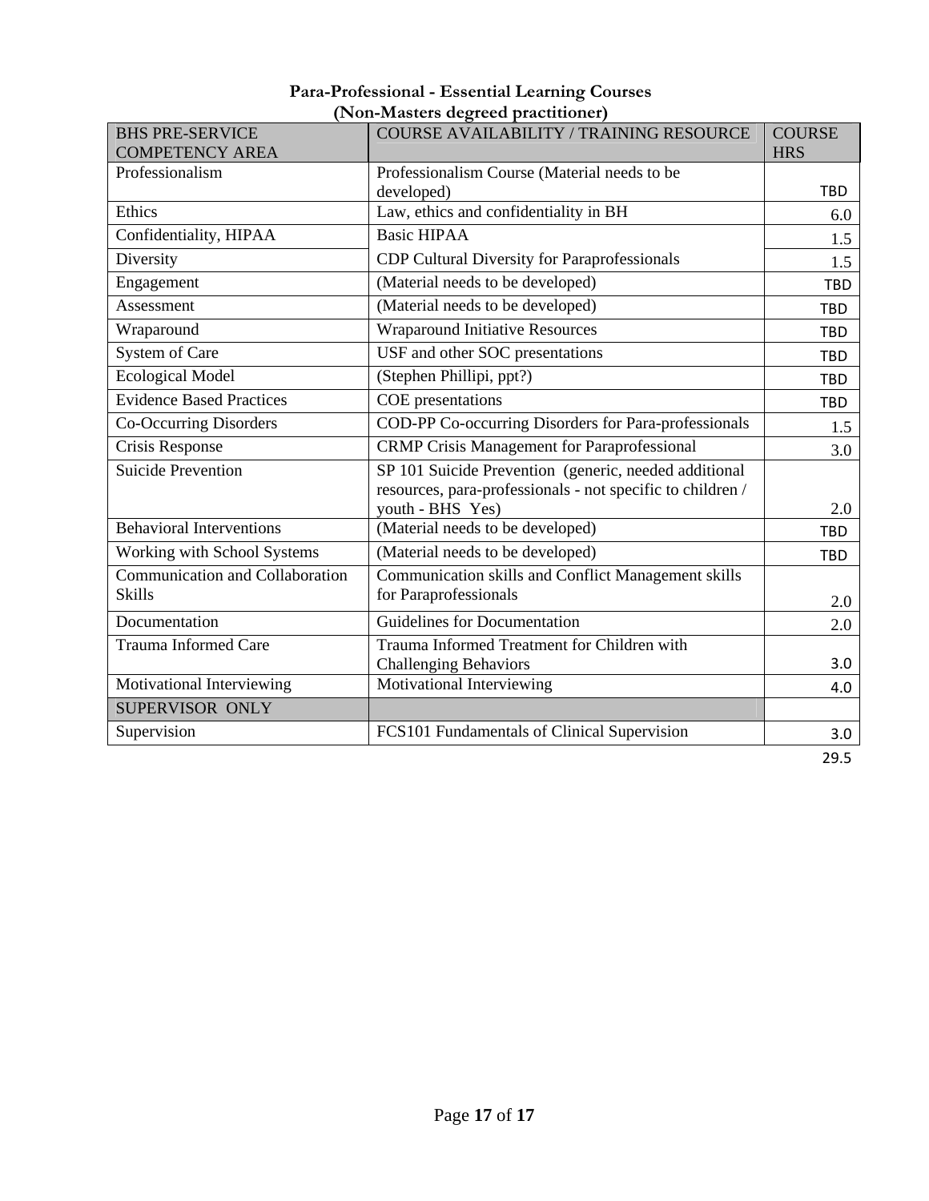**Para-Professional - Essential Learning Courses**
**(Non-Masters degreed practitioner)**

| BHS PRE-SERVICE COMPETENCY AREA | COURSE AVAILABILITY / TRAINING RESOURCE | COURSE HRS |
|---|---|---|
| Professionalism | Professionalism Course (Material needs to be developed) | TBD |
| Ethics | Law, ethics and confidentiality in BH | 6.0 |
| Confidentiality, HIPAA | Basic HIPAA | 1.5 |
| Diversity | CDP Cultural Diversity for Paraprofessionals | 1.5 |
| Engagement | (Material needs to be developed) | TBD |
| Assessment | (Material needs to be developed) | TBD |
| Wraparound | Wraparound Initiative Resources | TBD |
| System of Care | USF and other SOC presentations | TBD |
| Ecological Model | (Stephen Phillipi, ppt?) | TBD |
| Evidence Based Practices | COE presentations | TBD |
| Co-Occurring Disorders | COD-PP Co-occurring Disorders for Para-professionals | 1.5 |
| Crisis Response | CRMP Crisis Management for Paraprofessional | 3.0 |
| Suicide Prevention | SP 101 Suicide Prevention (generic, needed additional resources, para-professionals - not specific to children / youth - BHS Yes) | 2.0 |
| Behavioral Interventions | (Material needs to be developed) | TBD |
| Working with School Systems | (Material needs to be developed) | TBD |
| Communication and Collaboration Skills | Communication skills and Conflict Management skills for Paraprofessionals | 2.0 |
| Documentation | Guidelines for Documentation | 2.0 |
| Trauma Informed Care | Trauma Informed Treatment for Children with Challenging Behaviors | 3.0 |
| Motivational Interviewing | Motivational Interviewing | 4.0 |
| SUPERVISOR ONLY | | |
| Supervision | FCS101 Fundamentals of Clinical Supervision | 3.0 |
| | | 29.5 |